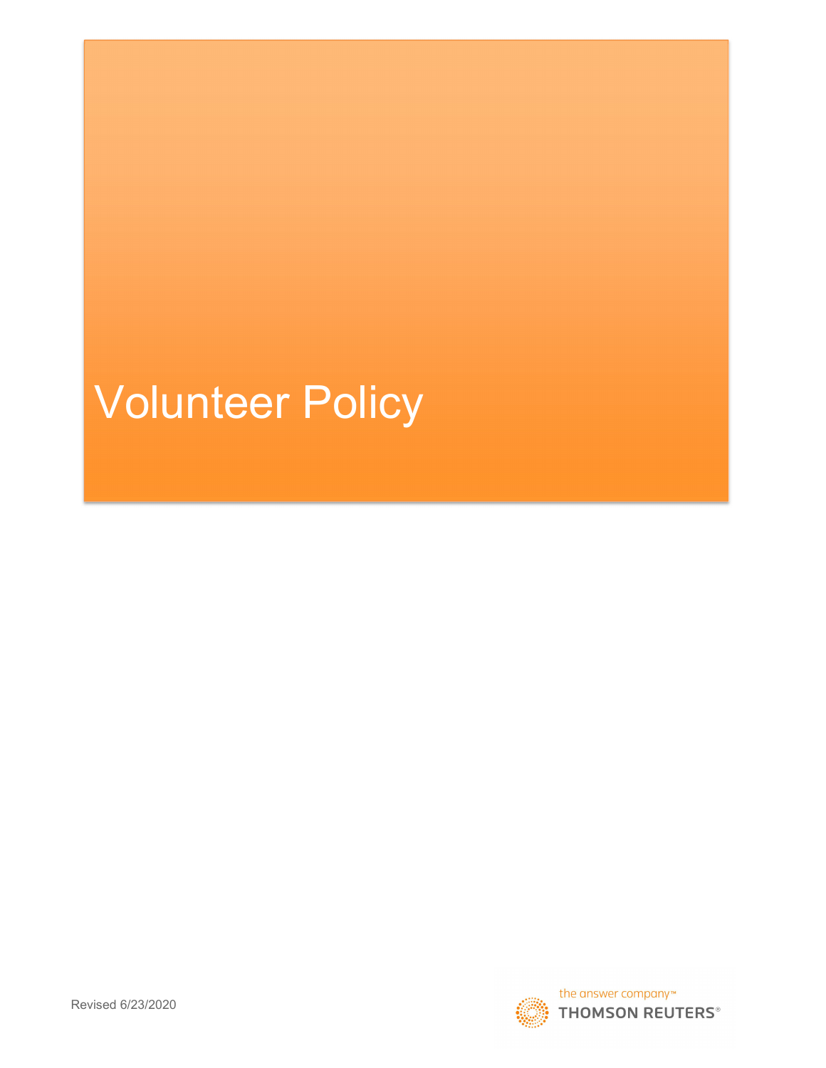# Volunteer Policy

Revised 6/23/2020

the answer company™
THOMSON REUTERS®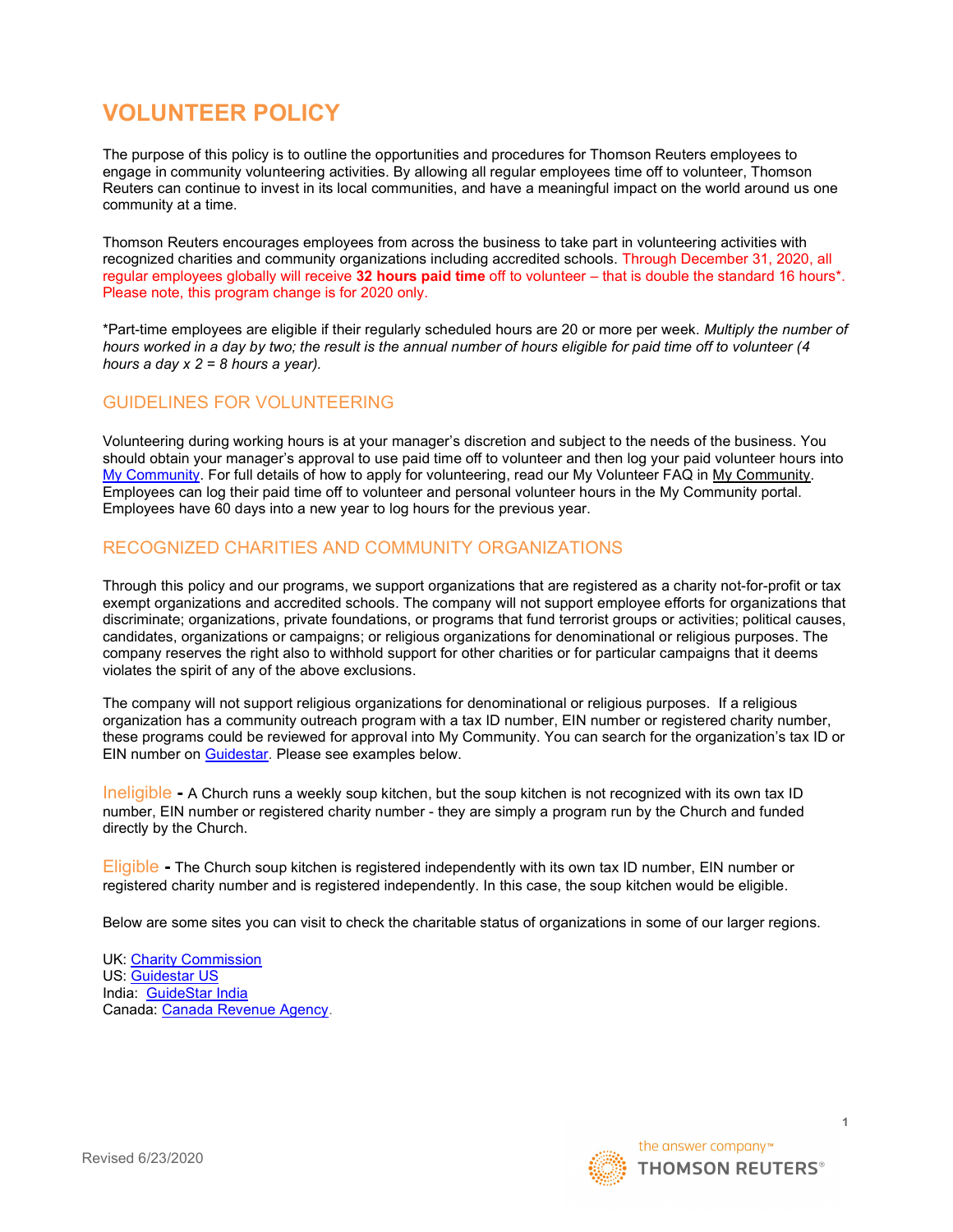# VOLUNTEER POLICY

The purpose of this policy is to outline the opportunities and procedures for Thomson Reuters employees to engage in community volunteering activities. By allowing all regular employees time off to volunteer, Thomson Reuters can continue to invest in its local communities, and have a meaningful impact on the world around us one community at a time.

Thomson Reuters encourages employees from across the business to take part in volunteering activities with recognized charities and community organizations including accredited schools. Through December 31, 2020, all regular employees globally will receive **32 hours paid time** off to volunteer – that is double the standard 16 hours*. Please note, this program change is for 2020 only.

*Part-time employees are eligible if their regularly scheduled hours are 20 or more per week. *Multiply the number of hours worked in a day by two; the result is the annual number of hours eligible for paid time off to volunteer (4 hours a day x 2 = 8 hours a year).*

## GUIDELINES FOR VOLUNTEERING

Volunteering during working hours is at your manager's discretion and subject to the needs of the business. You should obtain your manager's approval to use paid time off to volunteer and then log your paid volunteer hours into My Community. For full details of how to apply for volunteering, read our My Volunteer FAQ in My Community. Employees can log their paid time off to volunteer and personal volunteer hours in the My Community portal. Employees have 60 days into a new year to log hours for the previous year.

## RECOGNIZED CHARITIES AND COMMUNITY ORGANIZATIONS

Through this policy and our programs, we support organizations that are registered as a charity not-for-profit or tax exempt organizations and accredited schools. The company will not support employee efforts for organizations that discriminate; organizations, private foundations, or programs that fund terrorist groups or activities; political causes, candidates, organizations or campaigns; or religious organizations for denominational or religious purposes. The company reserves the right also to withhold support for other charities or for particular campaigns that it deems violates the spirit of any of the above exclusions.

The company will not support religious organizations for denominational or religious purposes. If a religious organization has a community outreach program with a tax ID number, EIN number or registered charity number, these programs could be reviewed for approval into My Community. You can search for the organization's tax ID or EIN number on Guidestar. Please see examples below.

**Ineligible -** A Church runs a weekly soup kitchen, but the soup kitchen is not recognized with its own tax ID number, EIN number or registered charity number - they are simply a program run by the Church and funded directly by the Church.

**Eligible -** The Church soup kitchen is registered independently with its own tax ID number, EIN number or registered charity number and is registered independently. In this case, the soup kitchen would be eligible.

Below are some sites you can visit to check the charitable status of organizations in some of our larger regions.

UK: Charity Commission
US: Guidestar US
India: GuideStar India
Canada: Canada Revenue Agency.

Revised 6/23/2020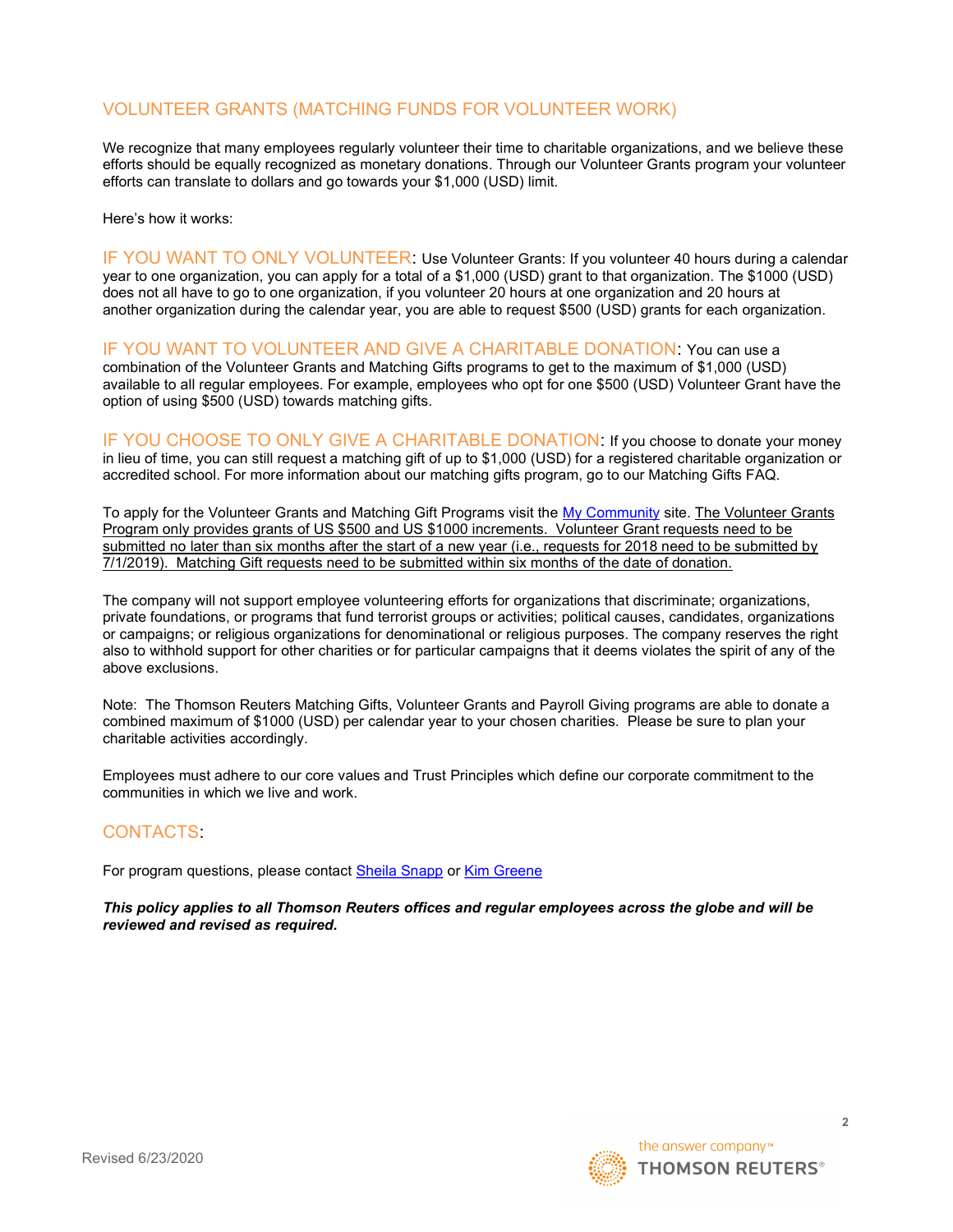## VOLUNTEER GRANTS (MATCHING FUNDS FOR VOLUNTEER WORK)

We recognize that many employees regularly volunteer their time to charitable organizations, and we believe these efforts should be equally recognized as monetary donations. Through our Volunteer Grants program your volunteer efforts can translate to dollars and go towards your $1,000 (USD) limit.

Here's how it works:

**IF YOU WANT TO ONLY VOLUNTEER**: Use Volunteer Grants: If you volunteer 40 hours during a calendar year to one organization, you can apply for a total of a $1,000 (USD) grant to that organization. The $1000 (USD) does not all have to go to one organization, if you volunteer 20 hours at one organization and 20 hours at another organization during the calendar year, you are able to request $500 (USD) grants for each organization.

**IF YOU WANT TO VOLUNTEER AND GIVE A CHARITABLE DONATION**: You can use a combination of the Volunteer Grants and Matching Gifts programs to get to the maximum of $1,000 (USD) available to all regular employees. For example, employees who opt for one $500 (USD) Volunteer Grant have the option of using $500 (USD) towards matching gifts.

**IF YOU CHOOSE TO ONLY GIVE A CHARITABLE DONATION**: If you choose to donate your money in lieu of time, you can still request a matching gift of up to $1,000 (USD) for a registered charitable organization or accredited school. For more information about our matching gifts program, go to our Matching Gifts FAQ.

To apply for the Volunteer Grants and Matching Gift Programs visit the My Community site. The Volunteer Grants Program only provides grants of US $500 and US $1000 increments. Volunteer Grant requests need to be submitted no later than six months after the start of a new year (i.e., requests for 2018 need to be submitted by 7/1/2019). Matching Gift requests need to be submitted within six months of the date of donation.

The company will not support employee volunteering efforts for organizations that discriminate; organizations, private foundations, or programs that fund terrorist groups or activities; political causes, candidates, organizations or campaigns; or religious organizations for denominational or religious purposes. The company reserves the right also to withhold support for other charities or for particular campaigns that it deems violates the spirit of any of the above exclusions.

Note: The Thomson Reuters Matching Gifts, Volunteer Grants and Payroll Giving programs are able to donate a combined maximum of $1000 (USD) per calendar year to your chosen charities. Please be sure to plan your charitable activities accordingly.

Employees must adhere to our core values and Trust Principles which define our corporate commitment to the communities in which we live and work.

## CONTACTS:

For program questions, please contact Sheila Snapp or Kim Greene

***This policy applies to all Thomson Reuters offices and regular employees across the globe and will be reviewed and revised as required.***

Revised 6/23/2020